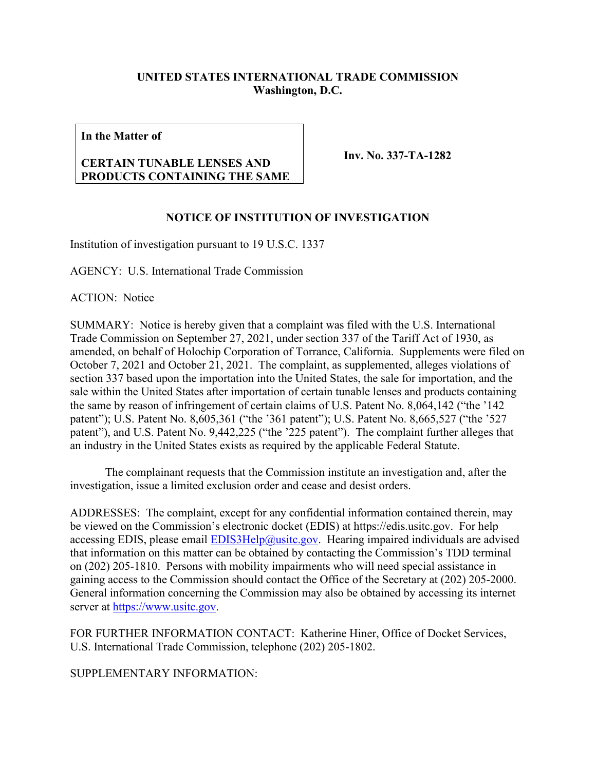**UNITED STATES INTERNATIONAL TRADE COMMISSION**
**Washington, D.C.**

| **In the Matter of** **CERTAIN TUNABLE LENSES AND PRODUCTS CONTAINING THE SAME** | **Inv. No. 337-TA-1282** |
|---|---|

## NOTICE OF INSTITUTION OF INVESTIGATION

Institution of investigation pursuant to 19 U.S.C. 1337

AGENCY: U.S. International Trade Commission

ACTION: Notice

SUMMARY: Notice is hereby given that a complaint was filed with the U.S. International Trade Commission on September 27, 2021, under section 337 of the Tariff Act of 1930, as amended, on behalf of Holochip Corporation of Torrance, California. Supplements were filed on October 7, 2021 and October 21, 2021. The complaint, as supplemented, alleges violations of section 337 based upon the importation into the United States, the sale for importation, and the sale within the United States after importation of certain tunable lenses and products containing the same by reason of infringement of certain claims of U.S. Patent No. 8,064,142 ("the '142 patent"); U.S. Patent No. 8,605,361 ("the '361 patent"); U.S. Patent No. 8,665,527 ("the '527 patent"), and U.S. Patent No. 9,442,225 ("the '225 patent"). The complaint further alleges that an industry in the United States exists as required by the applicable Federal Statute.

The complainant requests that the Commission institute an investigation and, after the investigation, issue a limited exclusion order and cease and desist orders.

ADDRESSES: The complaint, except for any confidential information contained therein, may be viewed on the Commission's electronic docket (EDIS) at https://edis.usitc.gov. For help accessing EDIS, please email EDIS3Help@usitc.gov. Hearing impaired individuals are advised that information on this matter can be obtained by contacting the Commission's TDD terminal on (202) 205-1810. Persons with mobility impairments who will need special assistance in gaining access to the Commission should contact the Office of the Secretary at (202) 205-2000. General information concerning the Commission may also be obtained by accessing its internet server at https://www.usitc.gov.

FOR FURTHER INFORMATION CONTACT: Katherine Hiner, Office of Docket Services, U.S. International Trade Commission, telephone (202) 205-1802.

SUPPLEMENTARY INFORMATION: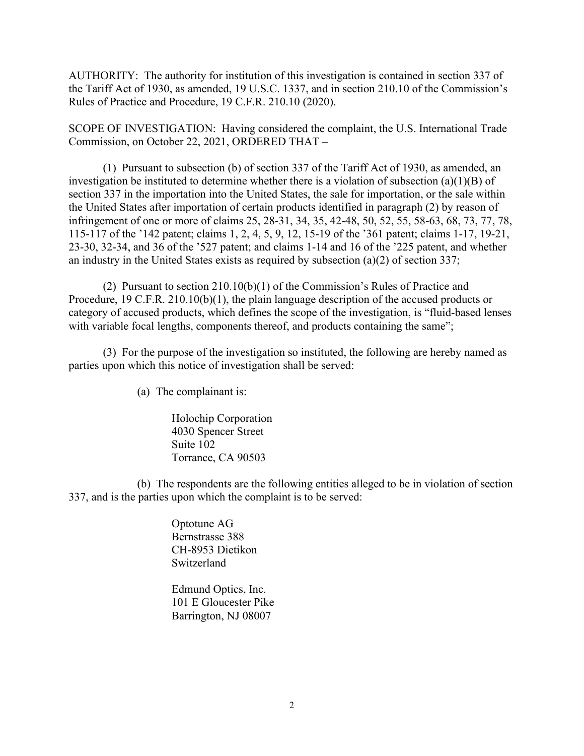AUTHORITY: The authority for institution of this investigation is contained in section 337 of the Tariff Act of 1930, as amended, 19 U.S.C. 1337, and in section 210.10 of the Commission's Rules of Practice and Procedure, 19 C.F.R. 210.10 (2020).

SCOPE OF INVESTIGATION: Having considered the complaint, the U.S. International Trade Commission, on October 22, 2021, ORDERED THAT –

(1) Pursuant to subsection (b) of section 337 of the Tariff Act of 1930, as amended, an investigation be instituted to determine whether there is a violation of subsection (a)(1)(B) of section 337 in the importation into the United States, the sale for importation, or the sale within the United States after importation of certain products identified in paragraph (2) by reason of infringement of one or more of claims 25, 28-31, 34, 35, 42-48, 50, 52, 55, 58-63, 68, 73, 77, 78, 115-117 of the '142 patent; claims 1, 2, 4, 5, 9, 12, 15-19 of the '361 patent; claims 1-17, 19-21, 23-30, 32-34, and 36 of the '527 patent; and claims 1-14 and 16 of the '225 patent, and whether an industry in the United States exists as required by subsection (a)(2) of section 337;

(2) Pursuant to section 210.10(b)(1) of the Commission's Rules of Practice and Procedure, 19 C.F.R. 210.10(b)(1), the plain language description of the accused products or category of accused products, which defines the scope of the investigation, is "fluid-based lenses with variable focal lengths, components thereof, and products containing the same";

(3) For the purpose of the investigation so instituted, the following are hereby named as parties upon which this notice of investigation shall be served:

(a) The complainant is:

Holochip Corporation
4030 Spencer Street
Suite 102
Torrance, CA 90503

(b) The respondents are the following entities alleged to be in violation of section 337, and is the parties upon which the complaint is to be served:

Optotune AG
Bernstrasse 388
CH-8953 Dietikon
Switzerland

Edmund Optics, Inc.
101 E Gloucester Pike
Barrington, NJ 08007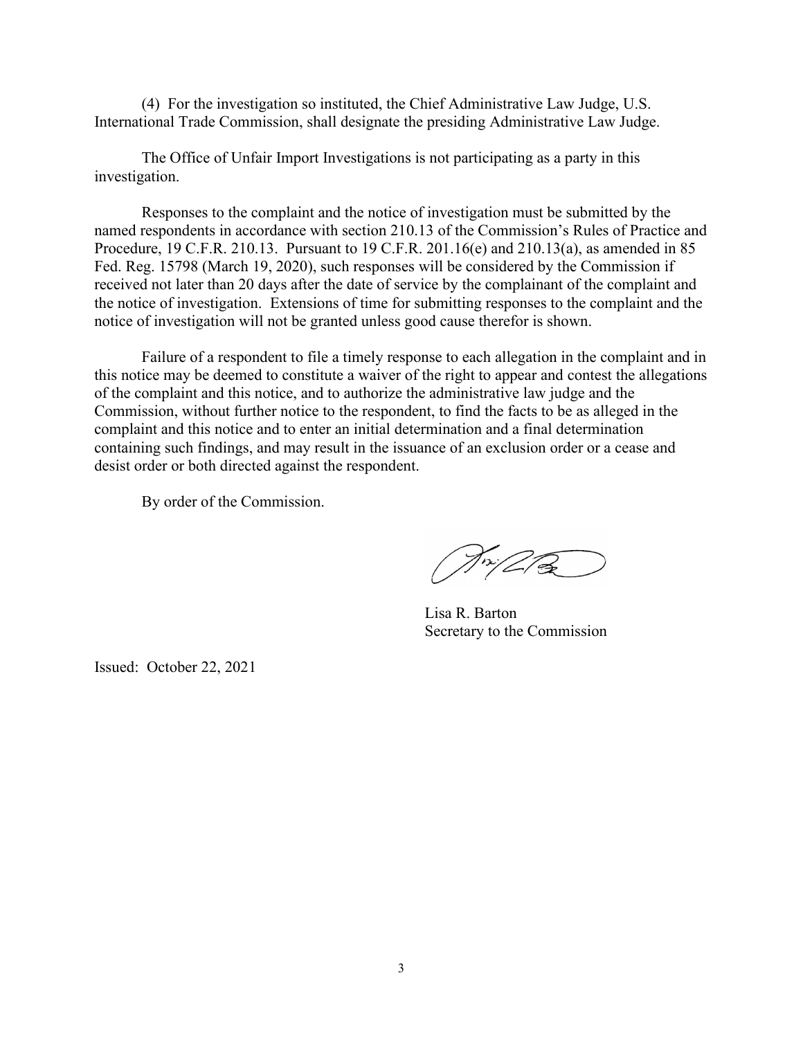(4) For the investigation so instituted, the Chief Administrative Law Judge, U.S. International Trade Commission, shall designate the presiding Administrative Law Judge.

The Office of Unfair Import Investigations is not participating as a party in this investigation.

Responses to the complaint and the notice of investigation must be submitted by the named respondents in accordance with section 210.13 of the Commission's Rules of Practice and Procedure, 19 C.F.R. 210.13. Pursuant to 19 C.F.R. 201.16(e) and 210.13(a), as amended in 85 Fed. Reg. 15798 (March 19, 2020), such responses will be considered by the Commission if received not later than 20 days after the date of service by the complainant of the complaint and the notice of investigation. Extensions of time for submitting responses to the complaint and the notice of investigation will not be granted unless good cause therefor is shown.

Failure of a respondent to file a timely response to each allegation in the complaint and in this notice may be deemed to constitute a waiver of the right to appear and contest the allegations of the complaint and this notice, and to authorize the administrative law judge and the Commission, without further notice to the respondent, to find the facts to be as alleged in the complaint and this notice and to enter an initial determination and a final determination containing such findings, and may result in the issuance of an exclusion order or a cease and desist order or both directed against the respondent.

By order of the Commission.

Lisa R. Barton
Secretary to the Commission

Issued: October 22, 2021